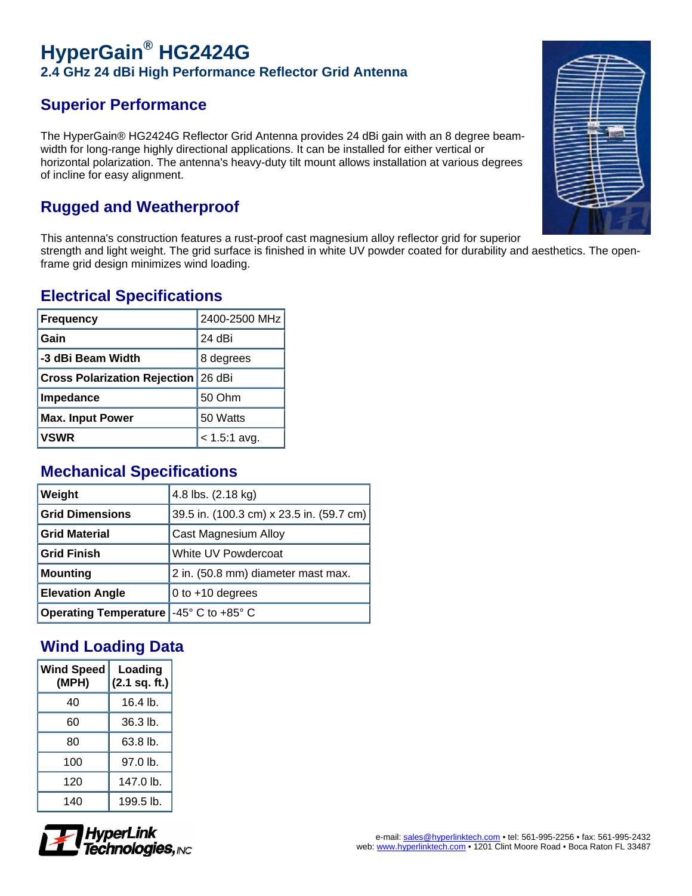# HyperGain® HG2424G

## 2.4 GHz 24 dBi High Performance Reflector Grid Antenna

## Superior Performance

The HyperGain® HG2424G Reflector Grid Antenna provides 24 dBi gain with an 8 degree beam-width for long-range highly directional applications. It can be installed for either vertical or horizontal polarization. The antenna's heavy-duty tilt mount allows installation at various degrees of incline for easy alignment.

## Rugged and Weatherproof

This antenna's construction features a rust-proof cast magnesium alloy reflector grid for superior strength and light weight. The grid surface is finished in white UV powder coated for durability and aesthetics. The open-frame grid design minimizes wind loading.

## Electrical Specifications

| | |
|---|---|
| **Frequency** | 2400-2500 MHz |
| **Gain** | 24 dBi |
| **-3 dBi Beam Width** | 8 degrees |
| **Cross Polarization Rejection** | 26 dBi |
| **Impedance** | 50 Ohm |
| **Max. Input Power** | 50 Watts |
| **VSWR** | < 1.5:1 avg. |

## Mechanical Specifications

| | |
|---|---|
| **Weight** | 4.8 lbs. (2.18 kg) |
| **Grid Dimensions** | 39.5 in. (100.3 cm) x 23.5 in. (59.7 cm) |
| **Grid Material** | Cast Magnesium Alloy |
| **Grid Finish** | White UV Powdercoat |
| **Mounting** | 2 in. (50.8 mm) diameter mast max. |
| **Elevation Angle** | 0 to +10 degrees |
| **Operating Temperature** | -45° C to +85° C |

## Wind Loading Data

| Wind Speed (MPH) | Loading (2.1 sq. ft.) |
|---|---|
| 40 | 16.4 lb. |
| 60 | 36.3 lb. |
| 80 | 63.8 lb. |
| 100 | 97.0 lb. |
| 120 | 147.0 lb. |
| 140 | 199.5 lb. |

HyperLink Technologies, INC

e-mail: sales@hyperlinktech.com • tel: 561-995-2256 • fax: 561-995-2432
web: www.hyperlinktech.com • 1201 Clint Moore Road • Boca Raton FL 33487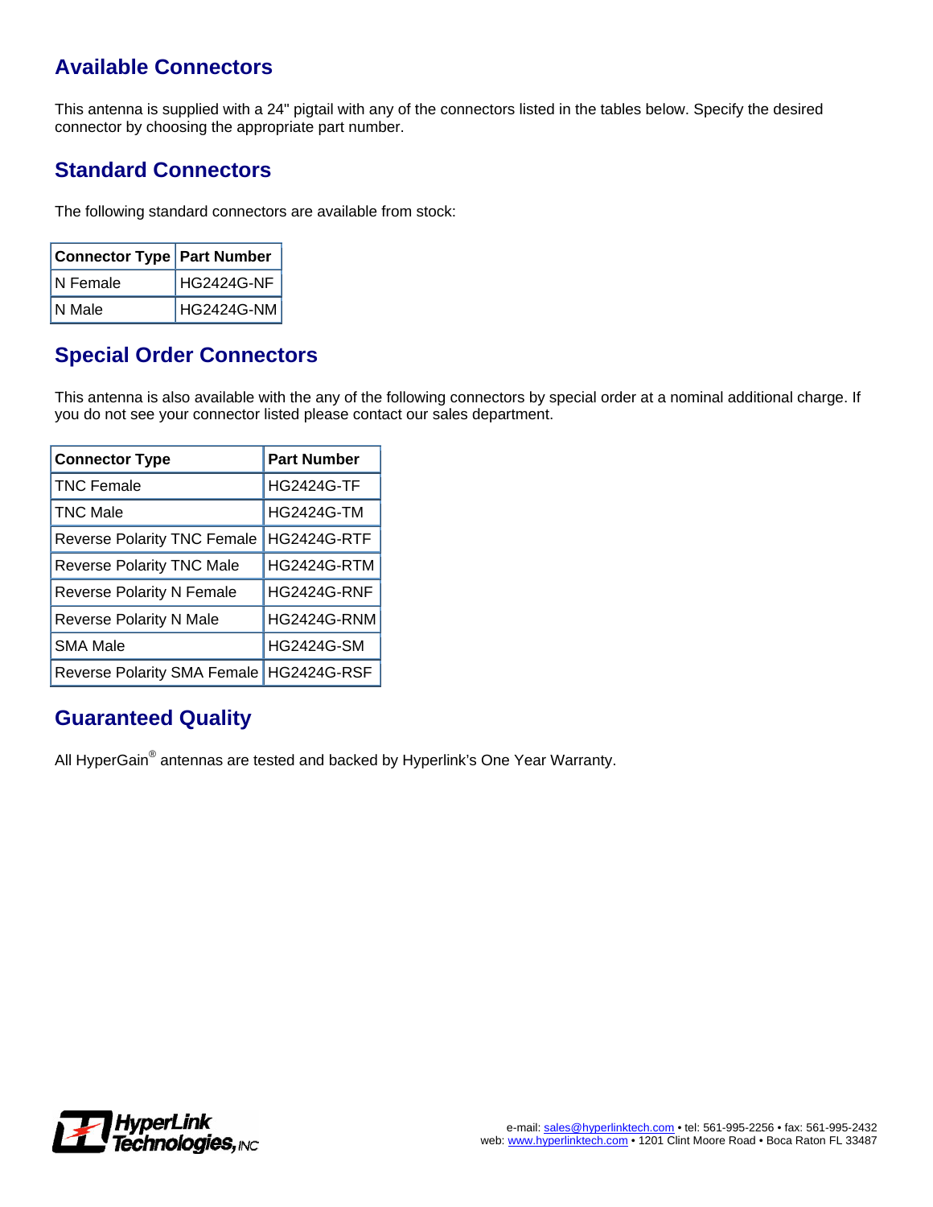## Available Connectors

This antenna is supplied with a 24" pigtail with any of the connectors listed in the tables below. Specify the desired connector by choosing the appropriate part number.

## Standard Connectors

The following standard connectors are available from stock:

| Connector Type | Part Number |
| --- | --- |
| N Female | HG2424G-NF |
| N Male | HG2424G-NM |

## Special Order Connectors

This antenna is also available with the any of the following connectors by special order at a nominal additional charge. If you do not see your connector listed please contact our sales department.

| Connector Type | Part Number |
| --- | --- |
| TNC Female | HG2424G-TF |
| TNC Male | HG2424G-TM |
| Reverse Polarity TNC Female | HG2424G-RTF |
| Reverse Polarity TNC Male | HG2424G-RTM |
| Reverse Polarity N Female | HG2424G-RNF |
| Reverse Polarity N Male | HG2424G-RNM |
| SMA Male | HG2424G-SM |
| Reverse Polarity SMA Female | HG2424G-RSF |

## Guaranteed Quality

All HyperGain® antennas are tested and backed by Hyperlink's One Year Warranty.

HyperLink Technologies, INC

e-mail: sales@hyperlinktech.com • tel: 561-995-2256 • fax: 561-995-2432
web: www.hyperlinktech.com • 1201 Clint Moore Road • Boca Raton FL 33487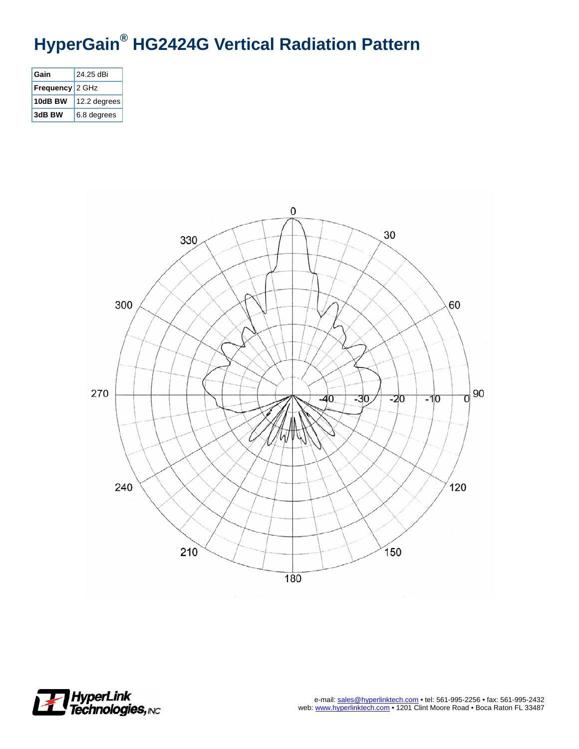# HyperGain® HG2424G Vertical Radiation Pattern

| Gain | 24.25 dBi |
|---|---|
| Frequency | 2 GHz |
| 10dB BW | 12.2 degrees |
| 3dB BW | 6.8 degrees |

e-mail: sales@hyperlinktech.com • tel: 561-995-2256 • fax: 561-995-2432
web: www.hyperlinktech.com • 1201 Clint Moore Road • Boca Raton FL 33487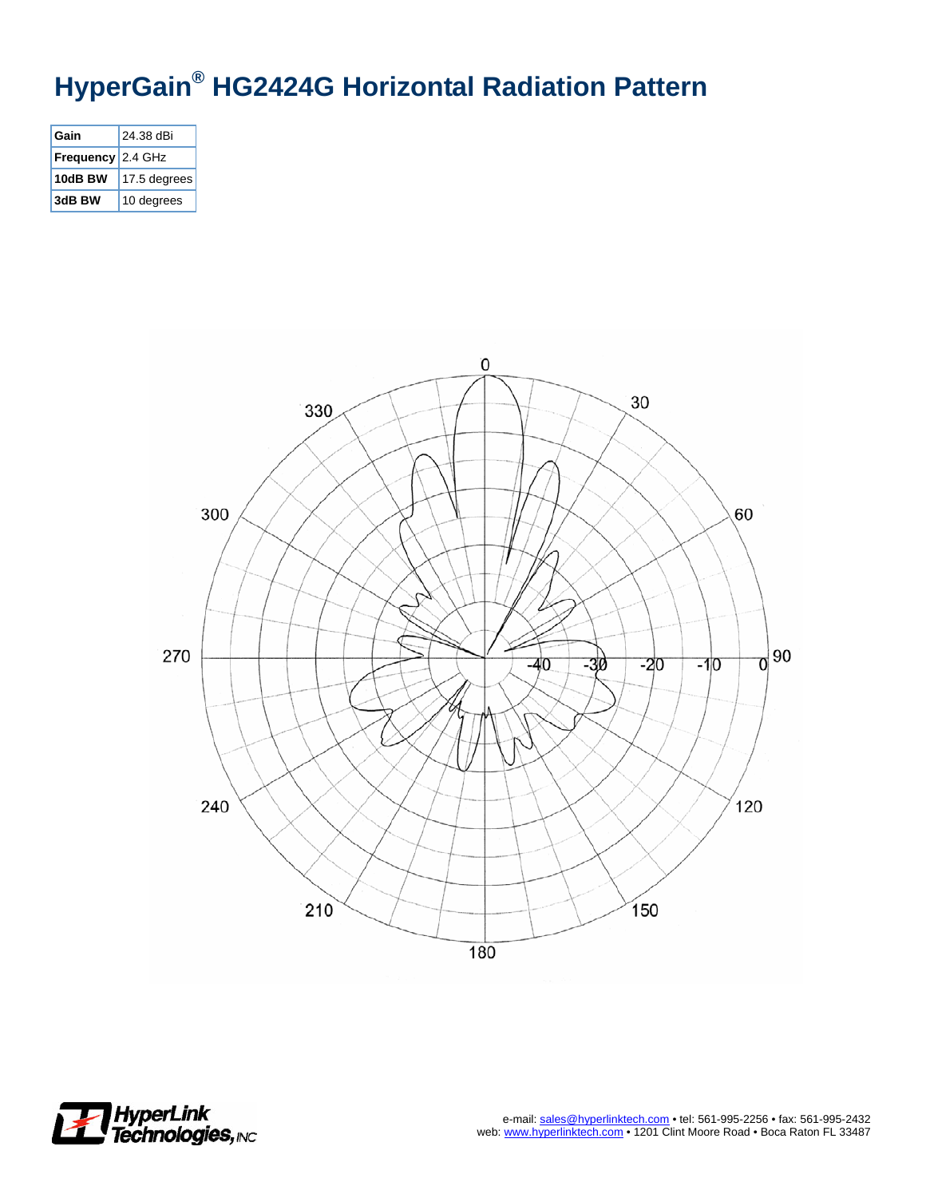# HyperGain® HG2424G Horizontal Radiation Pattern

| | |
|---|---|
| **Gain** | 24.38 dBi |
| **Frequency** | 2.4 GHz |
| **10dB BW** | 17.5 degrees |
| **3dB BW** | 10 degrees |

0
30
60
90
120
150
180
210
240
270
300
330
-40
-30
-20
-10
0

HyperLink Technologies, INC

e-mail: sales@hyperlinktech.com • tel: 561-995-2256 • fax: 561-995-2432
web: www.hyperlinktech.com • 1201 Clint Moore Road • Boca Raton FL 33487